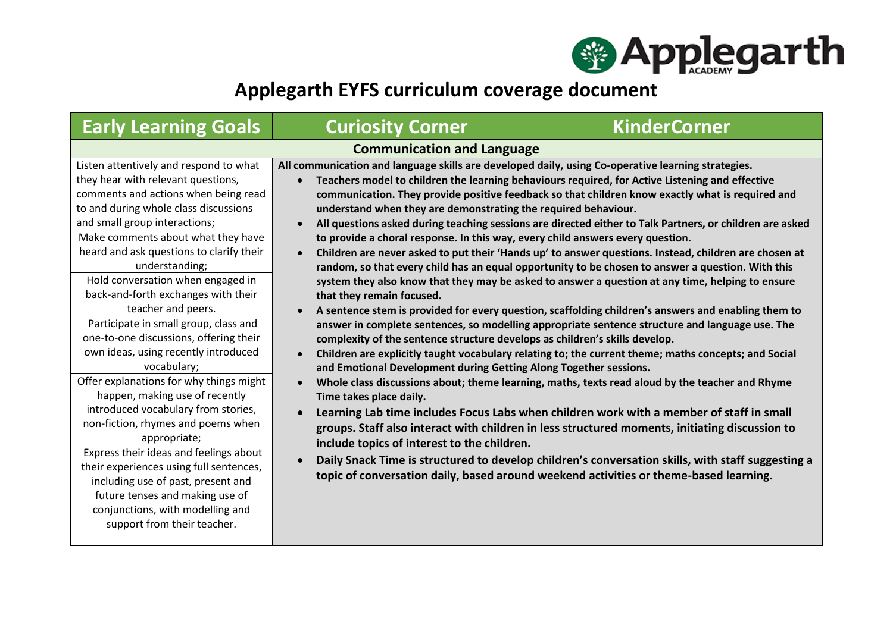# Applegarth EYFS curriculum coverage document

| Early Learning Goals | Curiosity Corner | KinderCorner |
|---|---|---|
| **Communication and Language** | | |
| Listen attentively and respond to what they hear with relevant questions, comments and actions when being read to and during whole class discussions and small group interactions;<br><br>Make comments about what they have heard and ask questions to clarify their understanding;<br><br>Hold conversation when engaged in back-and-forth exchanges with their teacher and peers.<br><br>Participate in small group, class and one-to-one discussions, offering their own ideas, using recently introduced vocabulary;<br><br>Offer explanations for why things might happen, making use of recently introduced vocabulary from stories, non-fiction, rhymes and poems when appropriate;<br><br>Express their ideas and feelings about their experiences using full sentences, including use of past, present and future tenses and making use of conjunctions, with modelling and support from their teacher. | **All communication and language skills are developed daily, using Co-operative learning strategies.**<br>• **Teachers model to children the learning behaviours required, for Active Listening and effective communication. They provide positive feedback so that children know exactly what is required and understand when they are demonstrating the required behaviour.**<br>• **All questions asked during teaching sessions are directed either to Talk Partners, or children are asked to provide a choral response. In this way, every child answers every question.**<br>• **Children are never asked to put their 'Hands up' to answer questions. Instead, children are chosen at random, so that every child has an equal opportunity to be chosen to answer a question. With this system they also know that they may be asked to answer a question at any time, helping to ensure that they remain focused.**<br>• **A sentence stem is provided for every question, scaffolding children's answers and enabling them to answer in complete sentences, so modelling appropriate sentence structure and language use. The complexity of the sentence structure develops as children's skills develop.**<br>• **Children are explicitly taught vocabulary relating to; the current theme; maths concepts; and Social and Emotional Development during Getting Along Together sessions.**<br>• **Whole class discussions about; theme learning, maths, texts read aloud by the teacher and Rhyme Time takes place daily.**<br>• **Learning Lab time includes Focus Labs when children work with a member of staff in small groups. Staff also interact with children in less structured moments, initiating discussion to include topics of interest to the children.**<br>• **Daily Snack Time is structured to develop children's conversation skills, with staff suggesting a topic of conversation daily, based around weekend activities or theme-based learning.** | |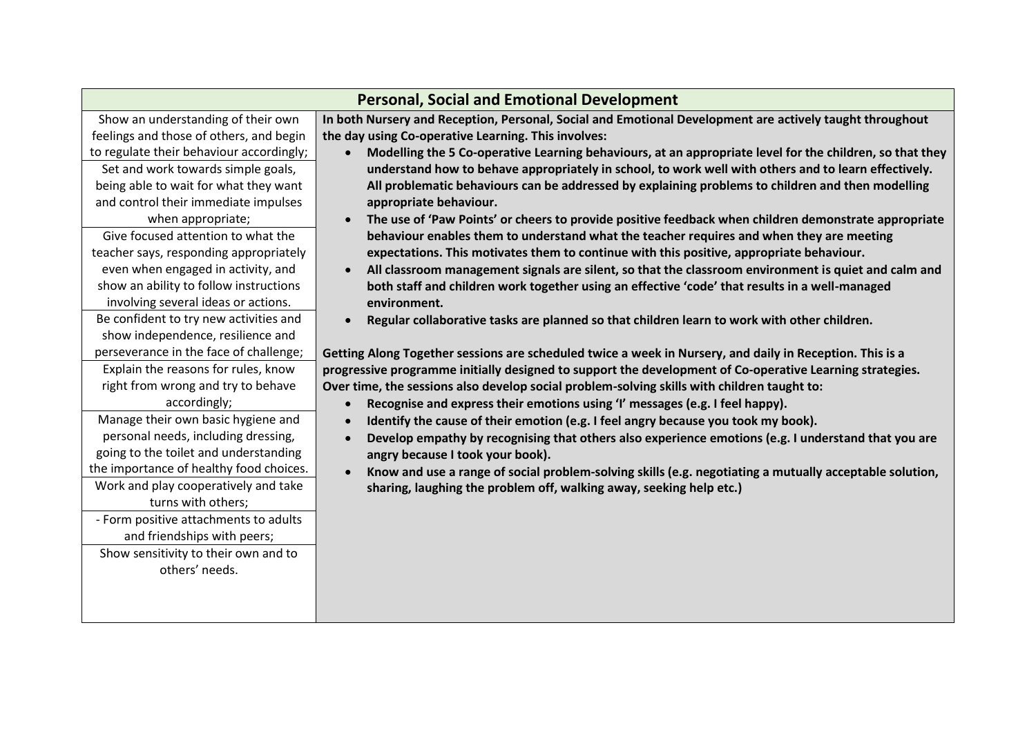| Personal, Social and Emotional Development | |
|---|---|
| Show an understanding of their own feelings and those of others, and begin to regulate their behaviour accordingly;<br>Set and work towards simple goals, being able to wait for what they want and control their immediate impulses when appropriate;<br>Give focused attention to what the teacher says, responding appropriately even when engaged in activity, and show an ability to follow instructions involving several ideas or actions.<br>Be confident to try new activities and show independence, resilience and perseverance in the face of challenge;<br>Explain the reasons for rules, know right from wrong and try to behave accordingly;<br>Manage their own basic hygiene and personal needs, including dressing, going to the toilet and understanding the importance of healthy food choices.<br>Work and play cooperatively and take turns with others;<br>- Form positive attachments to adults and friendships with peers;<br>Show sensitivity to their own and to others' needs. | **In both Nursery and Reception, Personal, Social and Emotional Development are actively taught throughout the day using Co-operative Learning. This involves:**<br>• **Modelling the 5 Co-operative Learning behaviours, at an appropriate level for the children, so that they understand how to behave appropriately in school, to work well with others and to learn effectively. All problematic behaviours can be addressed by explaining problems to children and then modelling appropriate behaviour.**<br>• **The use of 'Paw Points' or cheers to provide positive feedback when children demonstrate appropriate behaviour enables them to understand what the teacher requires and when they are meeting expectations. This motivates them to continue with this positive, appropriate behaviour.**<br>• **All classroom management signals are silent, so that the classroom environment is quiet and calm and both staff and children work together using an effective 'code' that results in a well-managed environment.**<br>• **Regular collaborative tasks are planned so that children learn to work with other children.**<br><br>**Getting Along Together sessions are scheduled twice a week in Nursery, and daily in Reception. This is a progressive programme initially designed to support the development of Co-operative Learning strategies. Over time, the sessions also develop social problem-solving skills with children taught to:**<br>• **Recognise and express their emotions using 'I' messages (e.g. I feel happy).**<br>• **Identify the cause of their emotion (e.g. I feel angry because you took my book).**<br>• **Develop empathy by recognising that others also experience emotions (e.g. I understand that you are angry because I took your book).**<br>• **Know and use a range of social problem-solving skills (e.g. negotiating a mutually acceptable solution, sharing, laughing the problem off, walking away, seeking help etc.)** |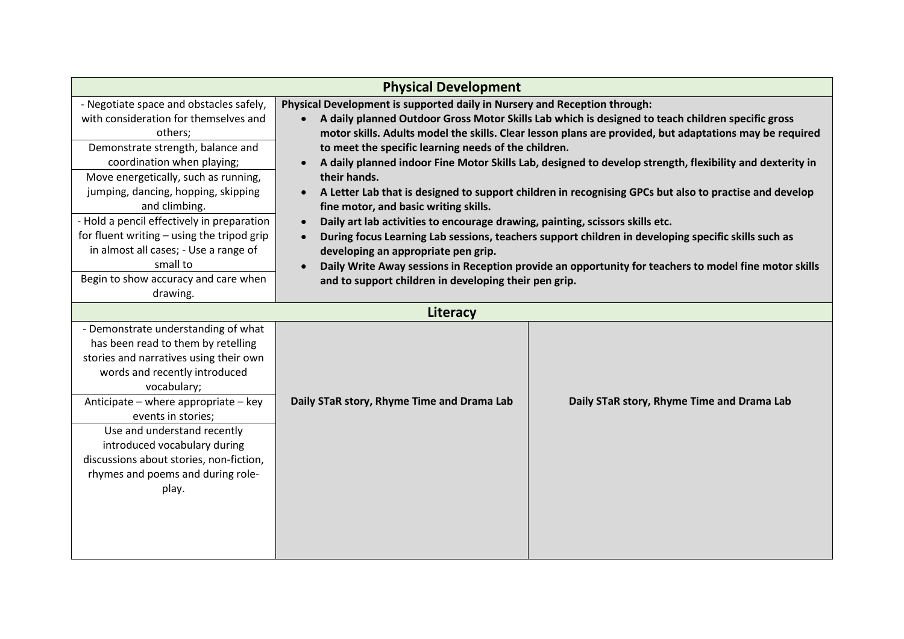| Physical Development | | |
|---|---|---|
| - Negotiate space and obstacles safely, with consideration for themselves and others;<br>Demonstrate strength, balance and coordination when playing;<br>Move energetically, such as running, jumping, dancing, hopping, skipping and climbing.<br>- Hold a pencil effectively in preparation for fluent writing – using the tripod grip in almost all cases; - Use a range of small to<br>Begin to show accuracy and care when drawing. | **Physical Development is supported daily in Nursery and Reception through:**<br>• **A daily planned Outdoor Gross Motor Skills Lab which is designed to teach children specific gross motor skills. Adults model the skills. Clear lesson plans are provided, but adaptations may be required to meet the specific learning needs of the children.**<br>• **A daily planned indoor Fine Motor Skills Lab, designed to develop strength, flexibility and dexterity in their hands.**<br>• **A Letter Lab that is designed to support children in recognising GPCs but also to practise and develop fine motor, and basic writing skills.**<br>• **Daily art lab activities to encourage drawing, painting, scissors skills etc.**<br>• **During focus Learning Lab sessions, teachers support children in developing specific skills such as developing an appropriate pen grip.**<br>• **Daily Write Away sessions in Reception provide an opportunity for teachers to model fine motor skills and to support children in developing their pen grip.** | |
| **Literacy** | | |
| - Demonstrate understanding of what has been read to them by retelling stories and narratives using their own words and recently introduced vocabulary;<br>Anticipate – where appropriate – key events in stories;<br>Use and understand recently introduced vocabulary during discussions about stories, non-fiction, rhymes and poems and during role-play. | **Daily STaR story, Rhyme Time and Drama Lab** | **Daily STaR story, Rhyme Time and Drama Lab** |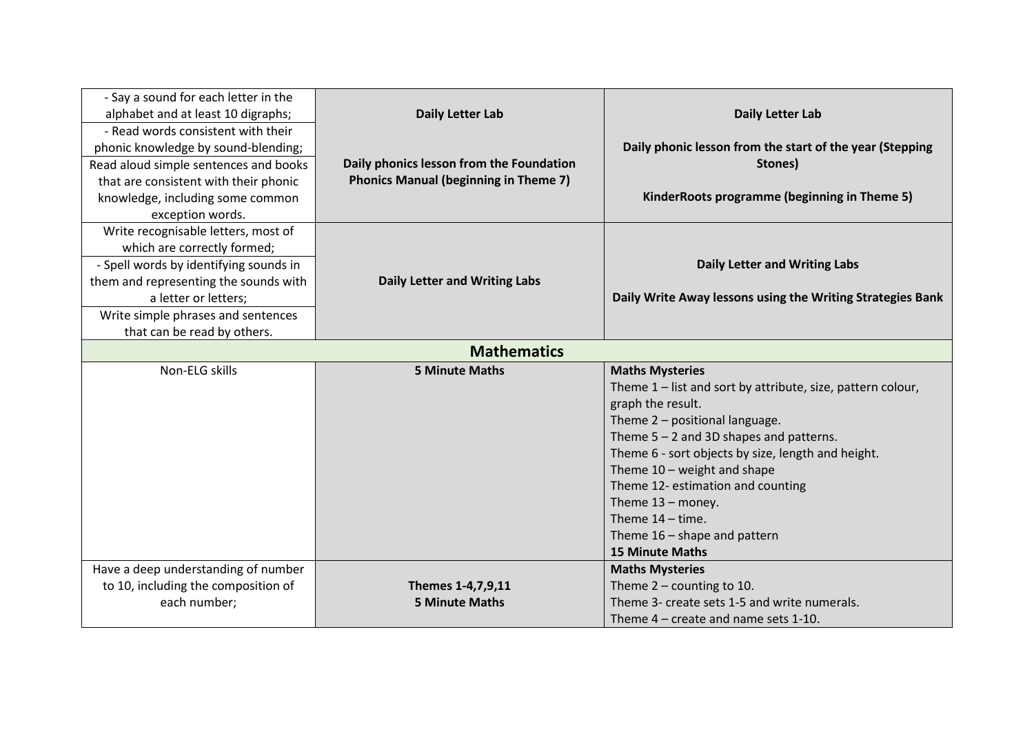| | | |
|---|---|---|
| - Say a sound for each letter in the alphabet and at least 10 digraphs;<br>- Read words consistent with their phonic knowledge by sound-blending;<br>Read aloud simple sentences and books that are consistent with their phonic knowledge, including some common exception words. | **Daily Letter Lab**<br><br>**Daily phonics lesson from the Foundation Phonics Manual (beginning in Theme 7)** | **Daily Letter Lab**<br><br>**Daily phonic lesson from the start of the year (Stepping Stones)**<br><br>**KinderRoots programme (beginning in Theme 5)** |
| Write recognisable letters, most of which are correctly formed;<br>- Spell words by identifying sounds in them and representing the sounds with a letter or letters;<br>Write simple phrases and sentences that can be read by others. | **Daily Letter and Writing Labs** | **Daily Letter and Writing Labs**<br><br>**Daily Write Away lessons using the Writing Strategies Bank** |
| **Mathematics** | | |
| Non-ELG skills | **5 Minute Maths** | **Maths Mysteries**<br>Theme 1 – list and sort by attribute, size, pattern colour, graph the result.<br>Theme 2 – positional language.<br>Theme 5 – 2 and 3D shapes and patterns.<br>Theme 6 - sort objects by size, length and height.<br>Theme 10 – weight and shape<br>Theme 12- estimation and counting<br>Theme 13 – money.<br>Theme 14 – time.<br>Theme 16 – shape and pattern<br>**15 Minute Maths** |
| Have a deep understanding of number to 10, including the composition of each number; | **Themes 1-4,7,9,11**<br>**5 Minute Maths** | **Maths Mysteries**<br>Theme 2 – counting to 10.<br>Theme 3- create sets 1-5 and write numerals.<br>Theme 4 – create and name sets 1-10. |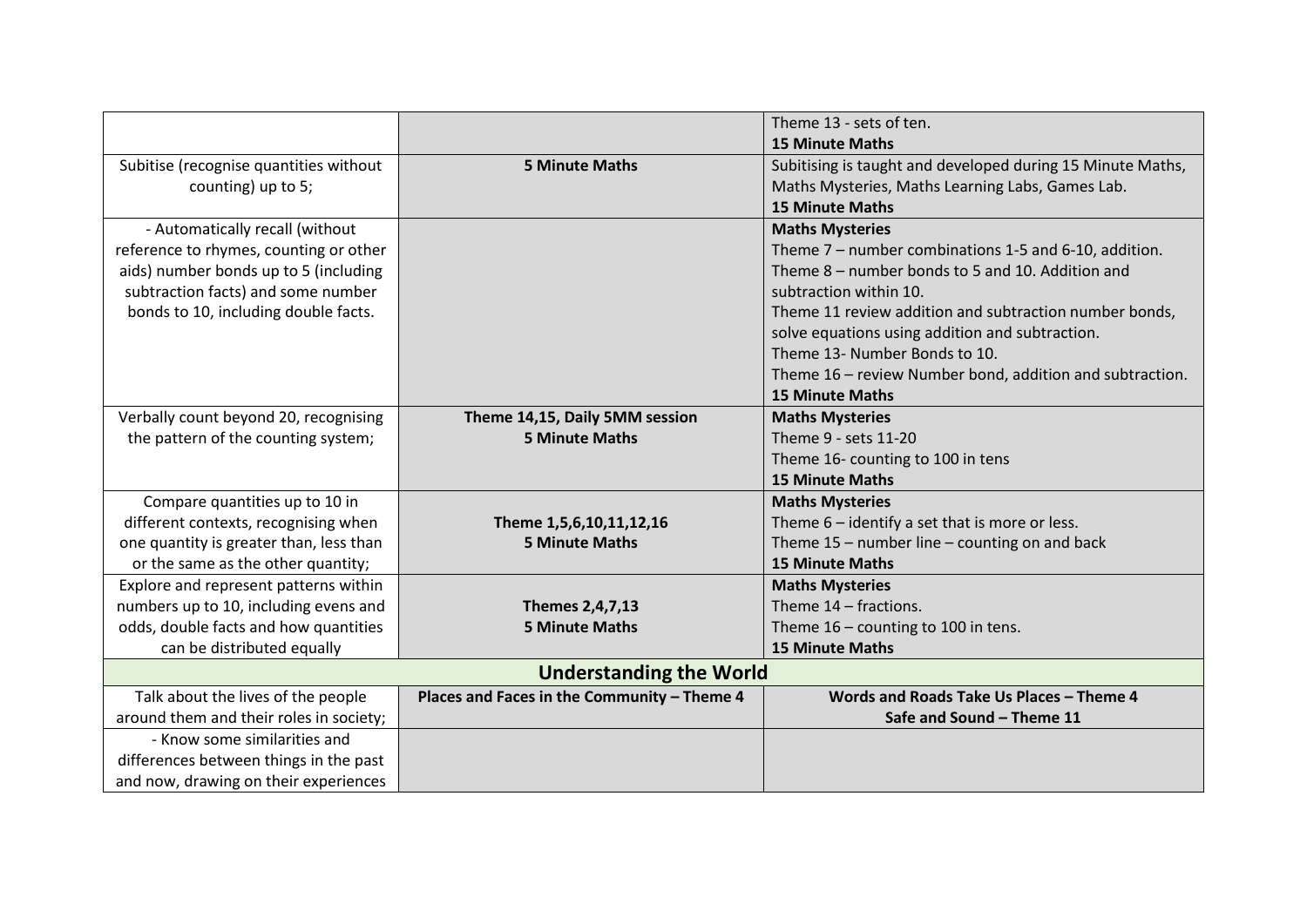| | | |
|---|---|---|
| | | Theme 13 - sets of ten.<br>**15 Minute Maths** |
| Subitise (recognise quantities without counting) up to 5; | **5 Minute Maths** | Subitising is taught and developed during 15 Minute Maths, Maths Mysteries, Maths Learning Labs, Games Lab.<br>**15 Minute Maths** |
| - Automatically recall (without reference to rhymes, counting or other aids) number bonds up to 5 (including subtraction facts) and some number bonds to 10, including double facts. | | **Maths Mysteries**<br>Theme 7 – number combinations 1-5 and 6-10, addition.<br>Theme 8 – number bonds to 5 and 10. Addition and subtraction within 10.<br>Theme 11 review addition and subtraction number bonds, solve equations using addition and subtraction.<br>Theme 13- Number Bonds to 10.<br>Theme 16 – review Number bond, addition and subtraction.<br>**15 Minute Maths** |
| Verbally count beyond 20, recognising the pattern of the counting system; | **Theme 14,15, Daily 5MM session**<br>**5 Minute Maths** | **Maths Mysteries**<br>Theme 9 - sets 11-20<br>Theme 16- counting to 100 in tens<br>**15 Minute Maths** |
| Compare quantities up to 10 in different contexts, recognising when one quantity is greater than, less than or the same as the other quantity; | **Theme 1,5,6,10,11,12,16**<br>**5 Minute Maths** | **Maths Mysteries**<br>Theme 6 – identify a set that is more or less.<br>Theme 15 – number line – counting on and back<br>**15 Minute Maths** |
| Explore and represent patterns within numbers up to 10, including evens and odds, double facts and how quantities can be distributed equally | **Themes 2,4,7,13**<br>**5 Minute Maths** | **Maths Mysteries**<br>Theme 14 – fractions.<br>Theme 16 – counting to 100 in tens.<br>**15 Minute Maths** |
| **Understanding the World** | | |
| Talk about the lives of the people around them and their roles in society; | **Places and Faces in the Community – Theme 4** | **Words and Roads Take Us Places – Theme 4**<br>**Safe and Sound – Theme 11** |
| - Know some similarities and differences between things in the past and now, drawing on their experiences | | |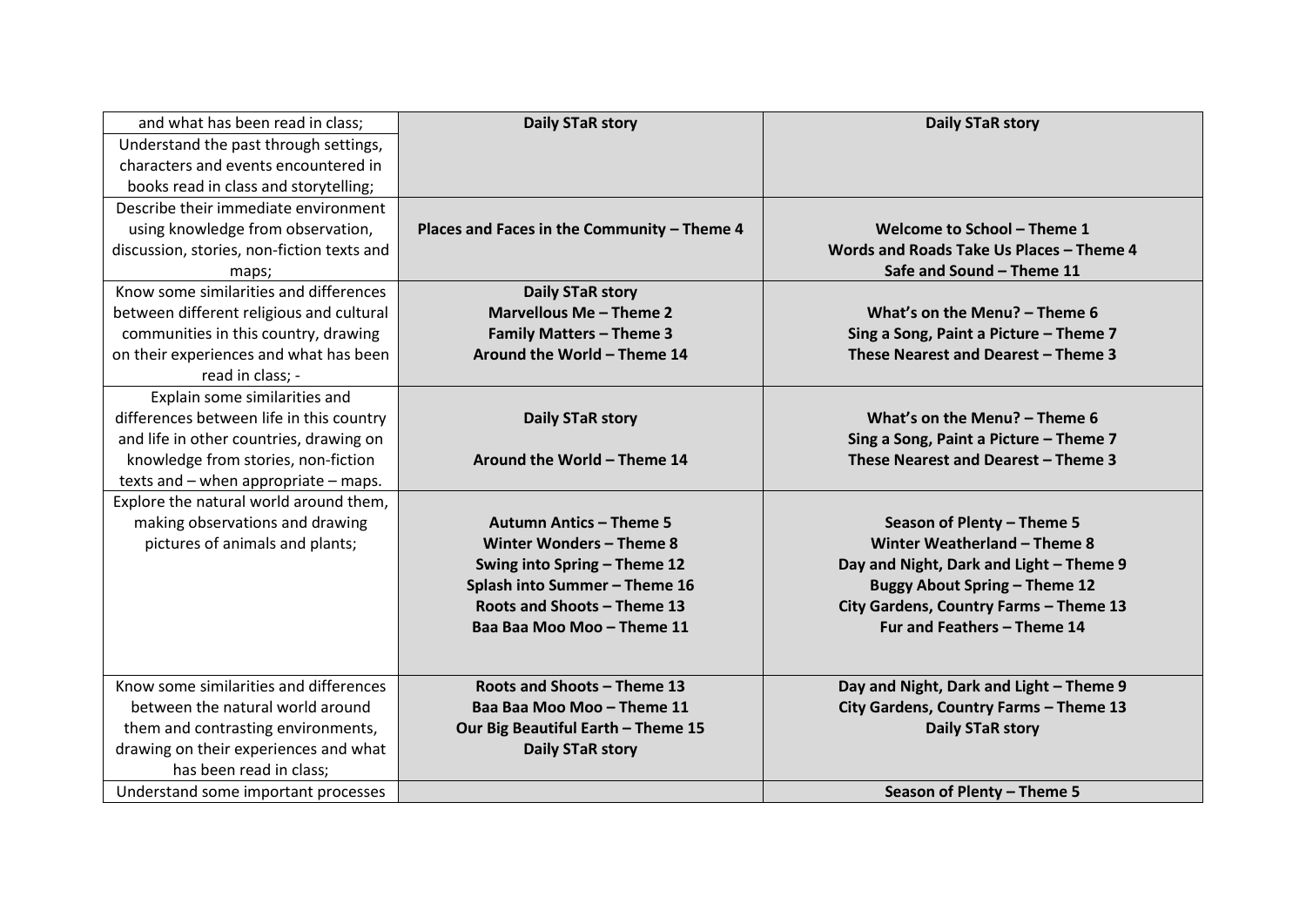| | | |
|---|---|---|
| and what has been read in class; | **Daily STaR story** | **Daily STaR story** |
| Understand the past through settings, characters and events encountered in books read in class and storytelling; | | |
| Describe their immediate environment using knowledge from observation, discussion, stories, non-fiction texts and maps; | **Places and Faces in the Community – Theme 4** | **Welcome to School – Theme 1**<br>**Words and Roads Take Us Places – Theme 4**<br>**Safe and Sound – Theme 11** |
| Know some similarities and differences between different religious and cultural communities in this country, drawing on their experiences and what has been read in class; - | **Daily STaR story**<br>**Marvellous Me – Theme 2**<br>**Family Matters – Theme 3**<br>**Around the World – Theme 14** | **What's on the Menu? – Theme 6**<br>**Sing a Song, Paint a Picture – Theme 7**<br>**These Nearest and Dearest – Theme 3** |
| Explain some similarities and differences between life in this country and life in other countries, drawing on knowledge from stories, non-fiction texts and – when appropriate – maps. | **Daily STaR story**<br><br>**Around the World – Theme 14** | **What's on the Menu? – Theme 6**<br>**Sing a Song, Paint a Picture – Theme 7**<br>**These Nearest and Dearest – Theme 3** |
| Explore the natural world around them, making observations and drawing pictures of animals and plants; | **Autumn Antics – Theme 5**<br>**Winter Wonders – Theme 8**<br>**Swing into Spring – Theme 12**<br>**Splash into Summer – Theme 16**<br>**Roots and Shoots – Theme 13**<br>**Baa Baa Moo Moo – Theme 11** | **Season of Plenty – Theme 5**<br>**Winter Weatherland – Theme 8**<br>**Day and Night, Dark and Light – Theme 9**<br>**Buggy About Spring – Theme 12**<br>**City Gardens, Country Farms – Theme 13**<br>**Fur and Feathers – Theme 14** |
| Know some similarities and differences between the natural world around them and contrasting environments, drawing on their experiences and what has been read in class; | **Roots and Shoots – Theme 13**<br>**Baa Baa Moo Moo – Theme 11**<br>**Our Big Beautiful Earth – Theme 15**<br>**Daily STaR story** | **Day and Night, Dark and Light – Theme 9**<br>**City Gardens, Country Farms – Theme 13**<br>**Daily STaR story** |
| Understand some important processes | | **Season of Plenty – Theme 5** |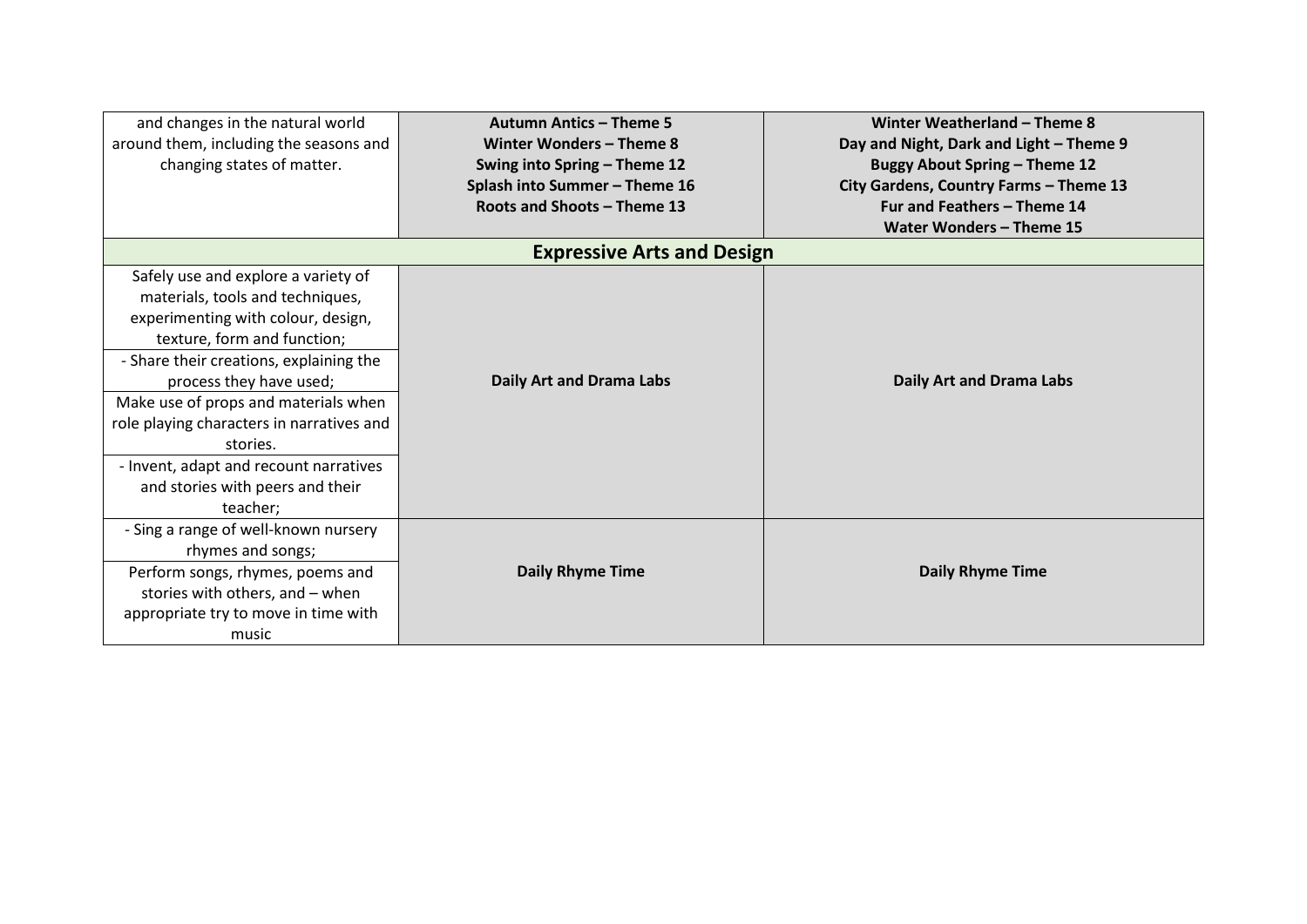| | | |
|---|---|---|
| and changes in the natural world around them, including the seasons and changing states of matter. | **Autumn Antics – Theme 5**<br>**Winter Wonders – Theme 8**<br>**Swing into Spring – Theme 12**<br>**Splash into Summer – Theme 16**<br>**Roots and Shoots – Theme 13** | **Winter Weatherland – Theme 8**<br>**Day and Night, Dark and Light – Theme 9**<br>**Buggy About Spring – Theme 12**<br>**City Gardens, Country Farms – Theme 13**<br>**Fur and Feathers – Theme 14**<br>**Water Wonders – Theme 15** |
| **Expressive Arts and Design** | | |
| Safely use and explore a variety of materials, tools and techniques, experimenting with colour, design, texture, form and function;<br>- Share their creations, explaining the process they have used;<br>Make use of props and materials when role playing characters in narratives and stories.<br>- Invent, adapt and recount narratives and stories with peers and their teacher; | **Daily Art and Drama Labs** | **Daily Art and Drama Labs** |
| - Sing a range of well-known nursery rhymes and songs;<br>Perform songs, rhymes, poems and stories with others, and – when appropriate try to move in time with music | **Daily Rhyme Time** | **Daily Rhyme Time** |